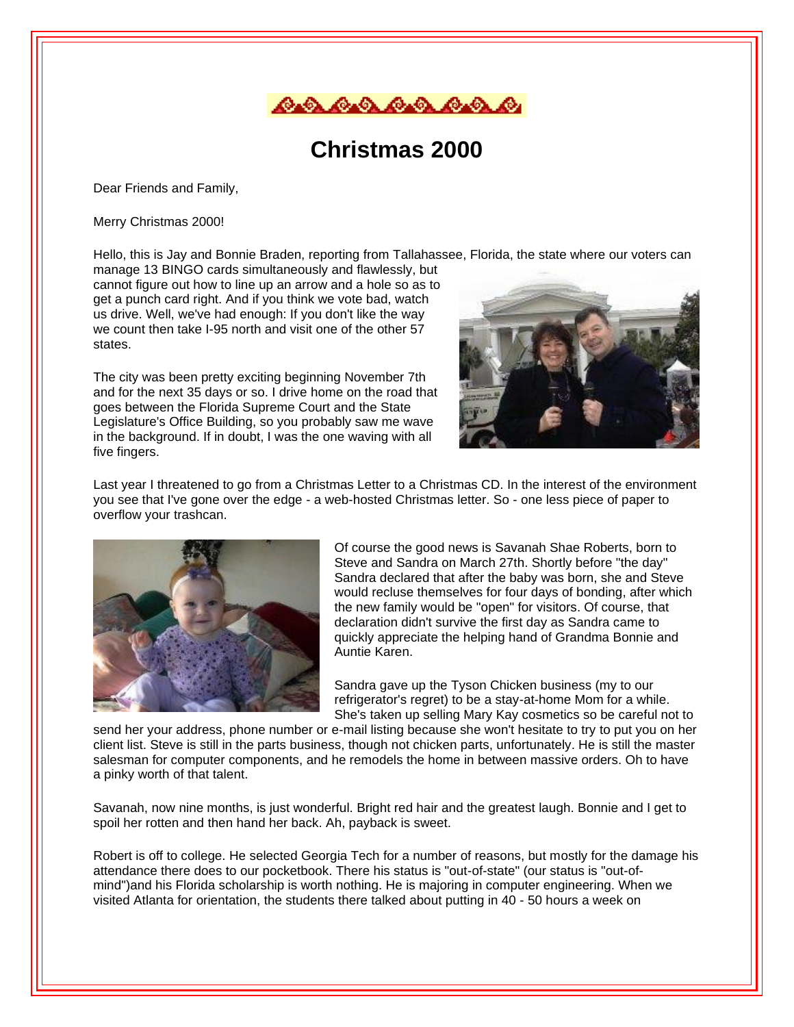# Christmas 2000

Dear Friends and Family,

Merry Christmas 2000!

Hello, this is Jay and Bonnie Braden, reporting from Tallahassee, Florida, the state where our voters can manage 13 BINGO cards simultaneously and flawlessly, but cannot figure out how to line up an arrow and a hole so as to get a punch card right. And if you think we vote bad, watch us drive. Well, we've had enough: If you don't like the way we count then take I-95 north and visit one of the other 57 states.

The city was been pretty exciting beginning November 7th and for the next 35 days or so. I drive home on the road that goes between the Florida Supreme Court and the State Legislature's Office Building, so you probably saw me wave in the background. If in doubt, I was the one waving with all five fingers.

Last year I threatened to go from a Christmas Letter to a Christmas CD. In the interest of the environment you see that I've gone over the edge - a web-hosted Christmas letter. So - one less piece of paper to overflow your trashcan.

Of course the good news is Savanah Shae Roberts, born to Steve and Sandra on March 27th. Shortly before "the day" Sandra declared that after the baby was born, she and Steve would recluse themselves for four days of bonding, after which the new family would be "open" for visitors. Of course, that declaration didn't survive the first day as Sandra came to quickly appreciate the helping hand of Grandma Bonnie and Auntie Karen.

Sandra gave up the Tyson Chicken business (my to our refrigerator's regret) to be a stay-at-home Mom for a while. She's taken up selling Mary Kay cosmetics so be careful not to send her your address, phone number or e-mail listing because she won't hesitate to try to put you on her client list. Steve is still in the parts business, though not chicken parts, unfortunately. He is still the master salesman for computer components, and he remodels the home in between massive orders. Oh to have a pinky worth of that talent.

Savanah, now nine months, is just wonderful. Bright red hair and the greatest laugh. Bonnie and I get to spoil her rotten and then hand her back. Ah, payback is sweet.

Robert is off to college. He selected Georgia Tech for a number of reasons, but mostly for the damage his attendance there does to our pocketbook. There his status is "out-of-state" (our status is "out-of-mind")and his Florida scholarship is worth nothing. He is majoring in computer engineering. When we visited Atlanta for orientation, the students there talked about putting in 40 - 50 hours a week on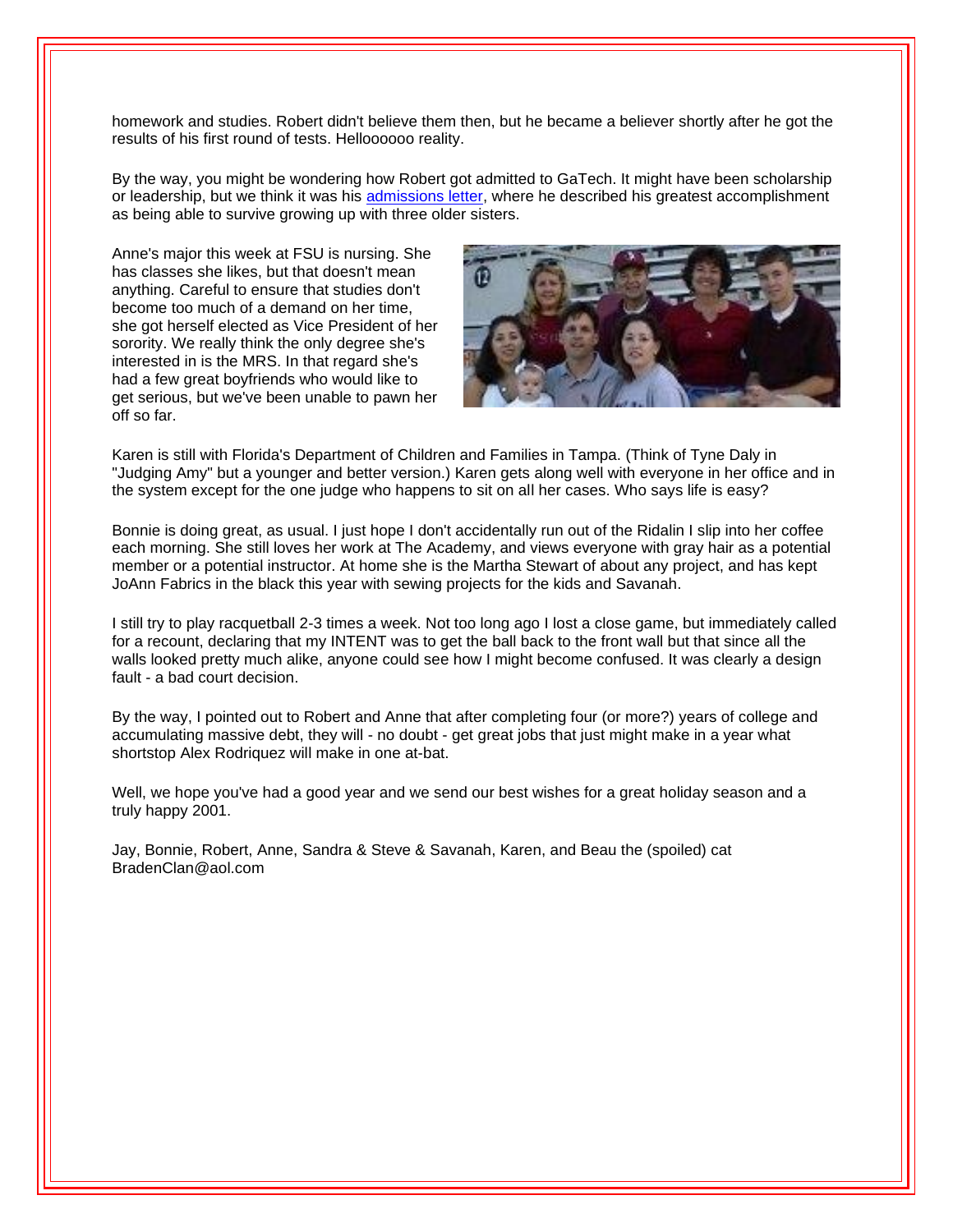homework and studies. Robert didn't believe them then, but he became a believer shortly after he got the results of his first round of tests. Hellooooo reality.

By the way, you might be wondering how Robert got admitted to GaTech. It might have been scholarship or leadership, but we think it was his admissions letter, where he described his greatest accomplishment as being able to survive growing up with three older sisters.

Anne's major this week at FSU is nursing. She has classes she likes, but that doesn't mean anything. Careful to ensure that studies don't become too much of a demand on her time, she got herself elected as Vice President of her sorority. We really think the only degree she's interested in is the MRS. In that regard she's had a few great boyfriends who would like to get serious, but we've been unable to pawn her off so far.

Karen is still with Florida's Department of Children and Families in Tampa. (Think of Tyne Daly in "Judging Amy" but a younger and better version.) Karen gets along well with everyone in her office and in the system except for the one judge who happens to sit on all her cases. Who says life is easy?

Bonnie is doing great, as usual. I just hope I don't accidentally run out of the Ridalin I slip into her coffee each morning. She still loves her work at The Academy, and views everyone with gray hair as a potential member or a potential instructor. At home she is the Martha Stewart of about any project, and has kept JoAnn Fabrics in the black this year with sewing projects for the kids and Savanah.

I still try to play racquetball 2-3 times a week. Not too long ago I lost a close game, but immediately called for a recount, declaring that my INTENT was to get the ball back to the front wall but that since all the walls looked pretty much alike, anyone could see how I might become confused. It was clearly a design fault - a bad court decision.

By the way, I pointed out to Robert and Anne that after completing four (or more?) years of college and accumulating massive debt, they will - no doubt - get great jobs that just might make in a year what shortstop Alex Rodriquez will make in one at-bat.

Well, we hope you've had a good year and we send our best wishes for a great holiday season and a truly happy 2001.

Jay, Bonnie, Robert, Anne, Sandra & Steve & Savanah, Karen, and Beau the (spoiled) cat
BradenClan@aol.com